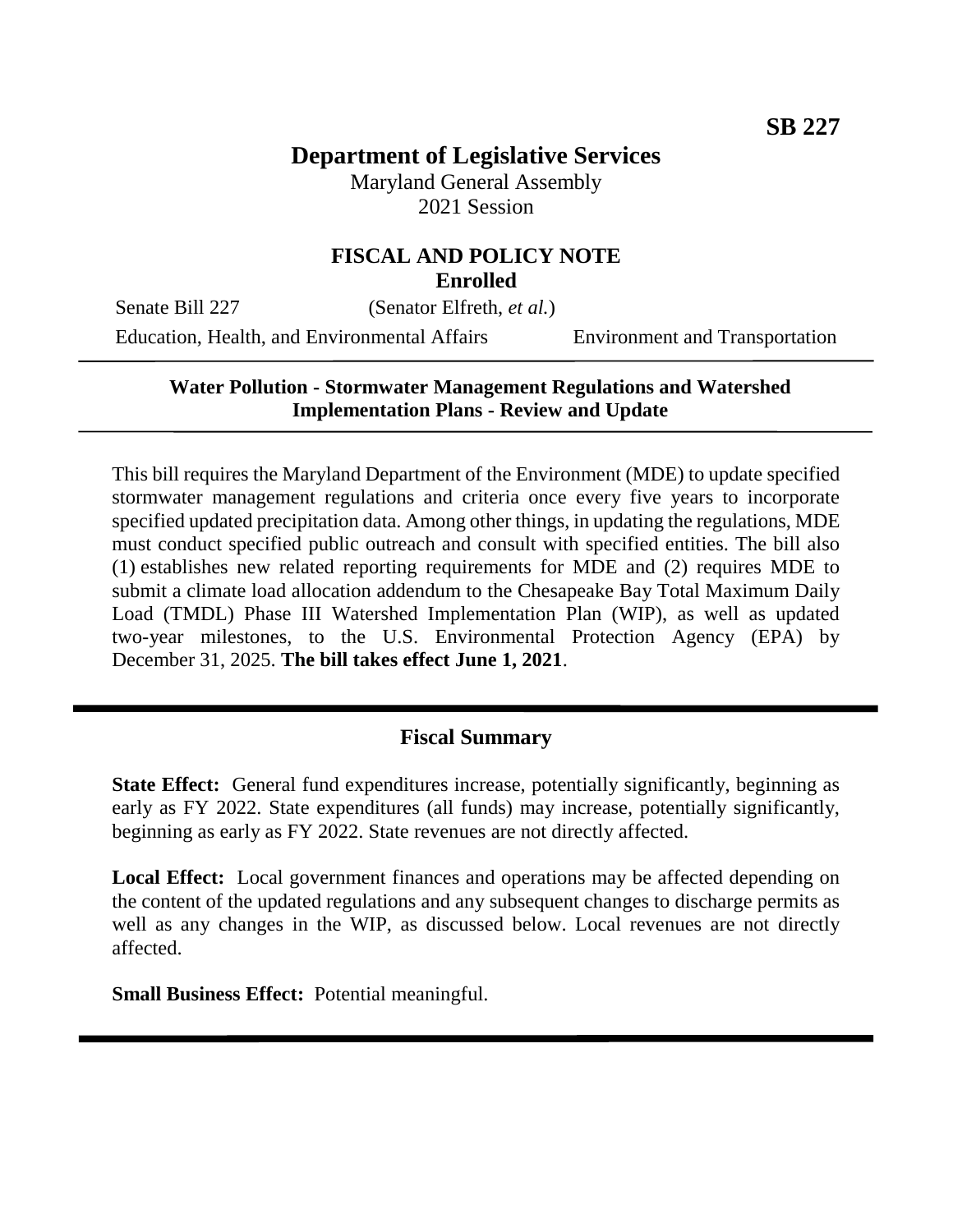SB 227

# Department of Legislative Services

Maryland General Assembly
2021 Session

## FISCAL AND POLICY NOTE
**Enrolled**

Senate Bill 227 (Senator Elfreth, *et al.*)

Education, Health, and Environmental Affairs — Environment and Transportation

---

**Water Pollution - Stormwater Management Regulations and Watershed Implementation Plans - Review and Update**

---

This bill requires the Maryland Department of the Environment (MDE) to update specified stormwater management regulations and criteria once every five years to incorporate specified updated precipitation data. Among other things, in updating the regulations, MDE must conduct specified public outreach and consult with specified entities. The bill also (1) establishes new related reporting requirements for MDE and (2) requires MDE to submit a climate load allocation addendum to the Chesapeake Bay Total Maximum Daily Load (TMDL) Phase III Watershed Implementation Plan (WIP), as well as updated two-year milestones, to the U.S. Environmental Protection Agency (EPA) by December 31, 2025. **The bill takes effect June 1, 2021**.

---

### Fiscal Summary

**State Effect:** General fund expenditures increase, potentially significantly, beginning as early as FY 2022. State expenditures (all funds) may increase, potentially significantly, beginning as early as FY 2022. State revenues are not directly affected.

**Local Effect:** Local government finances and operations may be affected depending on the content of the updated regulations and any subsequent changes to discharge permits as well as any changes in the WIP, as discussed below. Local revenues are not directly affected.

**Small Business Effect:** Potential meaningful.

---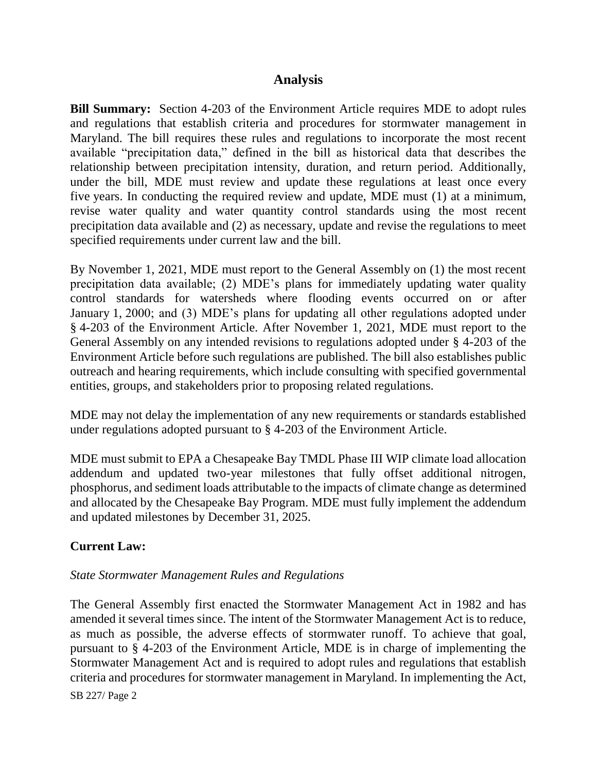## Analysis

**Bill Summary:** Section 4-203 of the Environment Article requires MDE to adopt rules and regulations that establish criteria and procedures for stormwater management in Maryland. The bill requires these rules and regulations to incorporate the most recent available "precipitation data," defined in the bill as historical data that describes the relationship between precipitation intensity, duration, and return period. Additionally, under the bill, MDE must review and update these regulations at least once every five years. In conducting the required review and update, MDE must (1) at a minimum, revise water quality and water quantity control standards using the most recent precipitation data available and (2) as necessary, update and revise the regulations to meet specified requirements under current law and the bill.

By November 1, 2021, MDE must report to the General Assembly on (1) the most recent precipitation data available; (2) MDE's plans for immediately updating water quality control standards for watersheds where flooding events occurred on or after January 1, 2000; and (3) MDE's plans for updating all other regulations adopted under § 4-203 of the Environment Article. After November 1, 2021, MDE must report to the General Assembly on any intended revisions to regulations adopted under § 4-203 of the Environment Article before such regulations are published. The bill also establishes public outreach and hearing requirements, which include consulting with specified governmental entities, groups, and stakeholders prior to proposing related regulations.

MDE may not delay the implementation of any new requirements or standards established under regulations adopted pursuant to § 4-203 of the Environment Article.

MDE must submit to EPA a Chesapeake Bay TMDL Phase III WIP climate load allocation addendum and updated two-year milestones that fully offset additional nitrogen, phosphorus, and sediment loads attributable to the impacts of climate change as determined and allocated by the Chesapeake Bay Program. MDE must fully implement the addendum and updated milestones by December 31, 2025.

**Current Law:**

*State Stormwater Management Rules and Regulations*

The General Assembly first enacted the Stormwater Management Act in 1982 and has amended it several times since. The intent of the Stormwater Management Act is to reduce, as much as possible, the adverse effects of stormwater runoff. To achieve that goal, pursuant to § 4-203 of the Environment Article, MDE is in charge of implementing the Stormwater Management Act and is required to adopt rules and regulations that establish criteria and procedures for stormwater management in Maryland. In implementing the Act,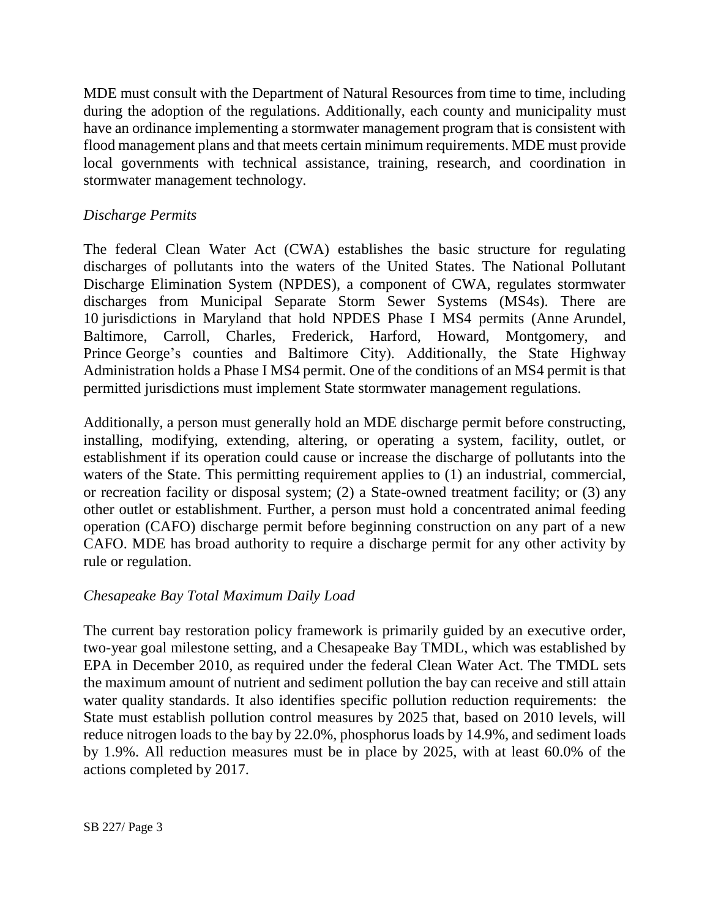MDE must consult with the Department of Natural Resources from time to time, including during the adoption of the regulations. Additionally, each county and municipality must have an ordinance implementing a stormwater management program that is consistent with flood management plans and that meets certain minimum requirements. MDE must provide local governments with technical assistance, training, research, and coordination in stormwater management technology.

*Discharge Permits*

The federal Clean Water Act (CWA) establishes the basic structure for regulating discharges of pollutants into the waters of the United States. The National Pollutant Discharge Elimination System (NPDES), a component of CWA, regulates stormwater discharges from Municipal Separate Storm Sewer Systems (MS4s). There are 10 jurisdictions in Maryland that hold NPDES Phase I MS4 permits (Anne Arundel, Baltimore, Carroll, Charles, Frederick, Harford, Howard, Montgomery, and Prince George's counties and Baltimore City). Additionally, the State Highway Administration holds a Phase I MS4 permit. One of the conditions of an MS4 permit is that permitted jurisdictions must implement State stormwater management regulations.

Additionally, a person must generally hold an MDE discharge permit before constructing, installing, modifying, extending, altering, or operating a system, facility, outlet, or establishment if its operation could cause or increase the discharge of pollutants into the waters of the State. This permitting requirement applies to (1) an industrial, commercial, or recreation facility or disposal system; (2) a State-owned treatment facility; or (3) any other outlet or establishment. Further, a person must hold a concentrated animal feeding operation (CAFO) discharge permit before beginning construction on any part of a new CAFO. MDE has broad authority to require a discharge permit for any other activity by rule or regulation.

*Chesapeake Bay Total Maximum Daily Load*

The current bay restoration policy framework is primarily guided by an executive order, two-year goal milestone setting, and a Chesapeake Bay TMDL, which was established by EPA in December 2010, as required under the federal Clean Water Act. The TMDL sets the maximum amount of nutrient and sediment pollution the bay can receive and still attain water quality standards. It also identifies specific pollution reduction requirements: the State must establish pollution control measures by 2025 that, based on 2010 levels, will reduce nitrogen loads to the bay by 22.0%, phosphorus loads by 14.9%, and sediment loads by 1.9%. All reduction measures must be in place by 2025, with at least 60.0% of the actions completed by 2017.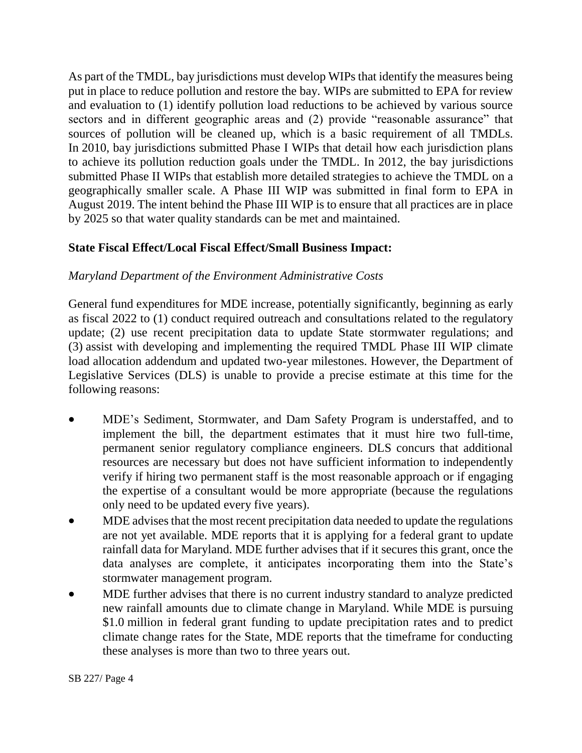As part of the TMDL, bay jurisdictions must develop WIPs that identify the measures being put in place to reduce pollution and restore the bay. WIPs are submitted to EPA for review and evaluation to (1) identify pollution load reductions to be achieved by various source sectors and in different geographic areas and (2) provide "reasonable assurance" that sources of pollution will be cleaned up, which is a basic requirement of all TMDLs. In 2010, bay jurisdictions submitted Phase I WIPs that detail how each jurisdiction plans to achieve its pollution reduction goals under the TMDL. In 2012, the bay jurisdictions submitted Phase II WIPs that establish more detailed strategies to achieve the TMDL on a geographically smaller scale. A Phase III WIP was submitted in final form to EPA in August 2019. The intent behind the Phase III WIP is to ensure that all practices are in place by 2025 so that water quality standards can be met and maintained.

**State Fiscal Effect/Local Fiscal Effect/Small Business Impact:**

*Maryland Department of the Environment Administrative Costs*

General fund expenditures for MDE increase, potentially significantly, beginning as early as fiscal 2022 to (1) conduct required outreach and consultations related to the regulatory update; (2) use recent precipitation data to update State stormwater regulations; and (3) assist with developing and implementing the required TMDL Phase III WIP climate load allocation addendum and updated two-year milestones. However, the Department of Legislative Services (DLS) is unable to provide a precise estimate at this time for the following reasons:

- MDE's Sediment, Stormwater, and Dam Safety Program is understaffed, and to implement the bill, the department estimates that it must hire two full-time, permanent senior regulatory compliance engineers. DLS concurs that additional resources are necessary but does not have sufficient information to independently verify if hiring two permanent staff is the most reasonable approach or if engaging the expertise of a consultant would be more appropriate (because the regulations only need to be updated every five years).
- MDE advises that the most recent precipitation data needed to update the regulations are not yet available. MDE reports that it is applying for a federal grant to update rainfall data for Maryland. MDE further advises that if it secures this grant, once the data analyses are complete, it anticipates incorporating them into the State's stormwater management program.
- MDE further advises that there is no current industry standard to analyze predicted new rainfall amounts due to climate change in Maryland. While MDE is pursuing \$1.0 million in federal grant funding to update precipitation rates and to predict climate change rates for the State, MDE reports that the timeframe for conducting these analyses is more than two to three years out.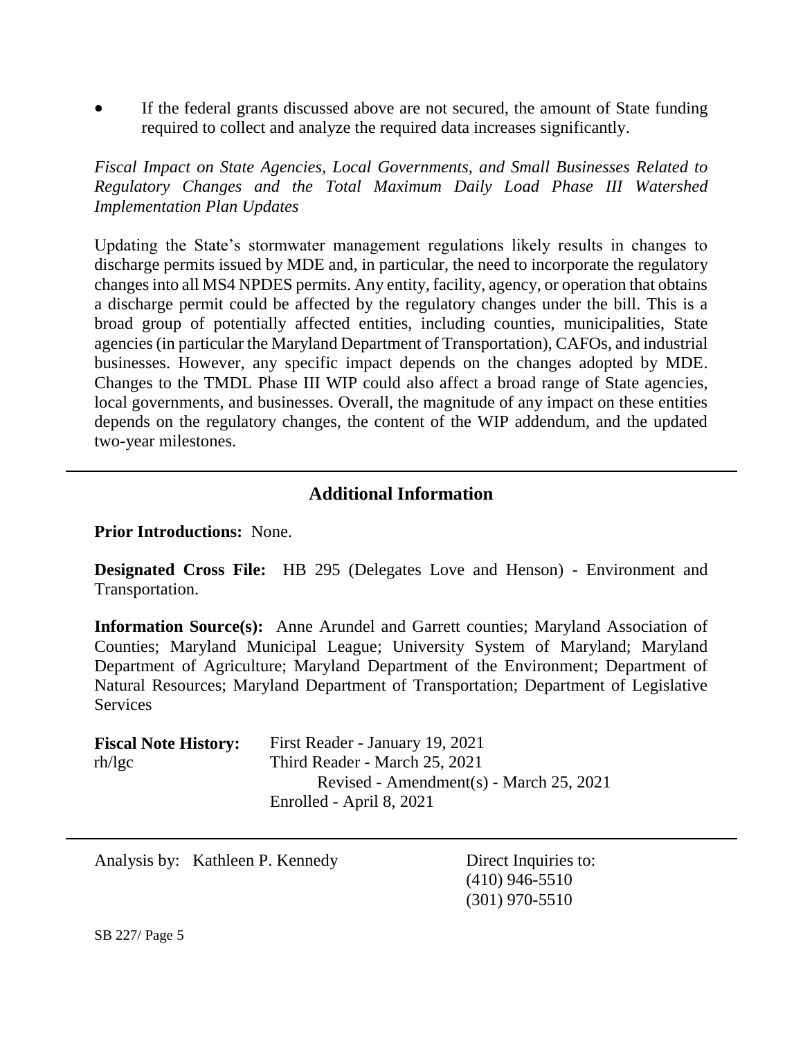- If the federal grants discussed above are not secured, the amount of State funding required to collect and analyze the required data increases significantly.

*Fiscal Impact on State Agencies, Local Governments, and Small Businesses Related to Regulatory Changes and the Total Maximum Daily Load Phase III Watershed Implementation Plan Updates*

Updating the State's stormwater management regulations likely results in changes to discharge permits issued by MDE and, in particular, the need to incorporate the regulatory changes into all MS4 NPDES permits. Any entity, facility, agency, or operation that obtains a discharge permit could be affected by the regulatory changes under the bill. This is a broad group of potentially affected entities, including counties, municipalities, State agencies (in particular the Maryland Department of Transportation), CAFOs, and industrial businesses. However, any specific impact depends on the changes adopted by MDE. Changes to the TMDL Phase III WIP could also affect a broad range of State agencies, local governments, and businesses. Overall, the magnitude of any impact on these entities depends on the regulatory changes, the content of the WIP addendum, and the updated two-year milestones.

## Additional Information

**Prior Introductions:** None.

**Designated Cross File:** HB 295 (Delegates Love and Henson) - Environment and Transportation.

**Information Source(s):** Anne Arundel and Garrett counties; Maryland Association of Counties; Maryland Municipal League; University System of Maryland; Maryland Department of Agriculture; Maryland Department of the Environment; Department of Natural Resources; Maryland Department of Transportation; Department of Legislative Services

**Fiscal Note History:** First Reader - January 19, 2021
rh/lgc Third Reader - March 25, 2021
Revised - Amendment(s) - March 25, 2021
Enrolled - April 8, 2021

Analysis by: Kathleen P. Kennedy

Direct Inquiries to:
(410) 946-5510
(301) 970-5510